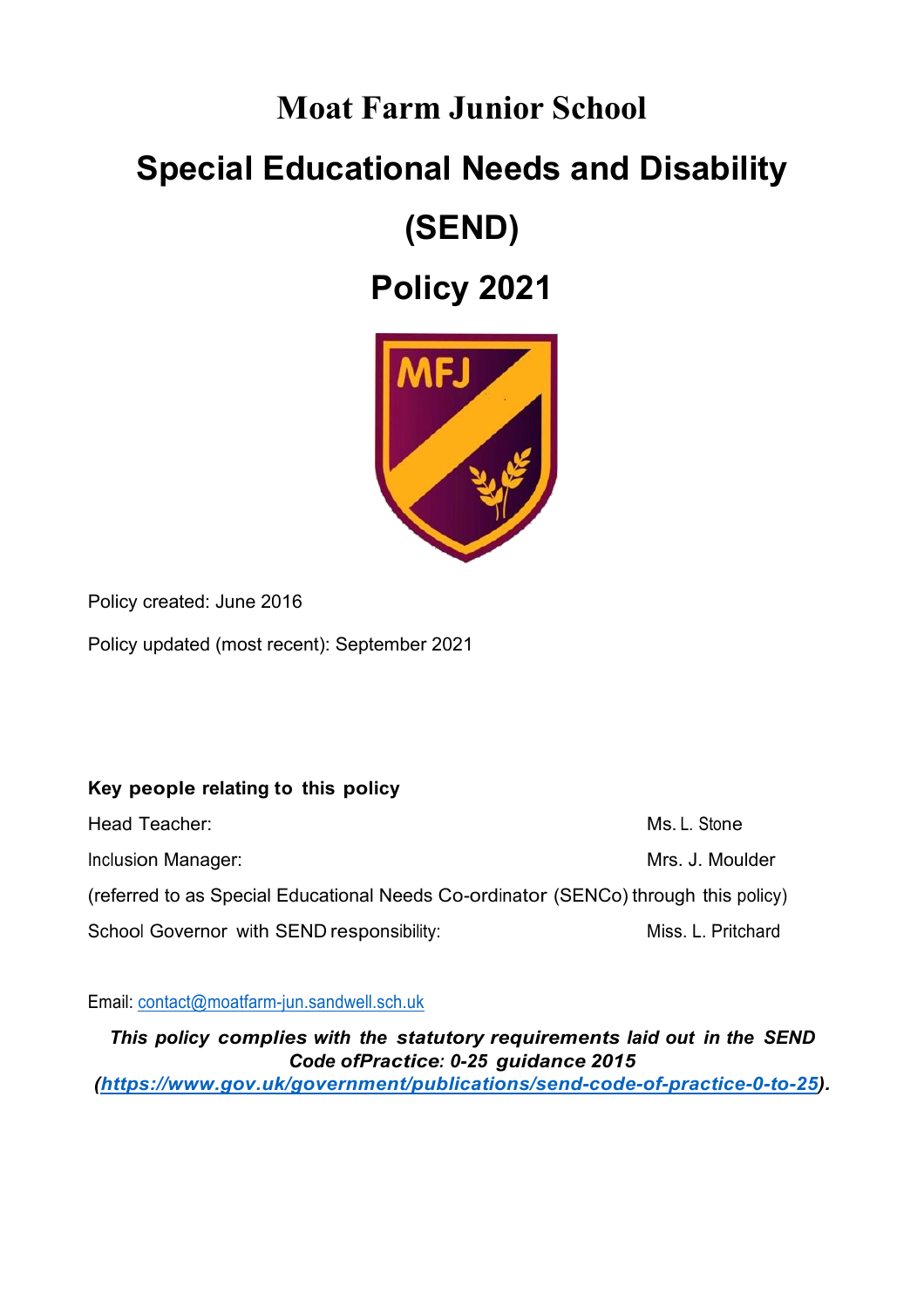# Moat Farm Junior School

# Special Educational Needs and Disability (SEND)

# Policy 2021

Policy created: June 2016

Policy updated (most recent): September 2021

**Key people relating to this policy**

| | |
|---|---|
| Head Teacher: | Ms. L. Stone |
| Inclusion Manager: | Mrs. J. Moulder |
| (referred to as Special Educational Needs Co-ordinator (SENCo) through this policy) | |
| School Governor with SEND responsibility: | Miss. L. Pritchard |

Email: contact@moatfarm-jun.sandwell.sch.uk

***This policy complies with the statutory requirements laid out in the SEND Code ofPractice: 0-25 guidance 2015 (https://www.gov.uk/government/publications/send-code-of-practice-0-to-25).***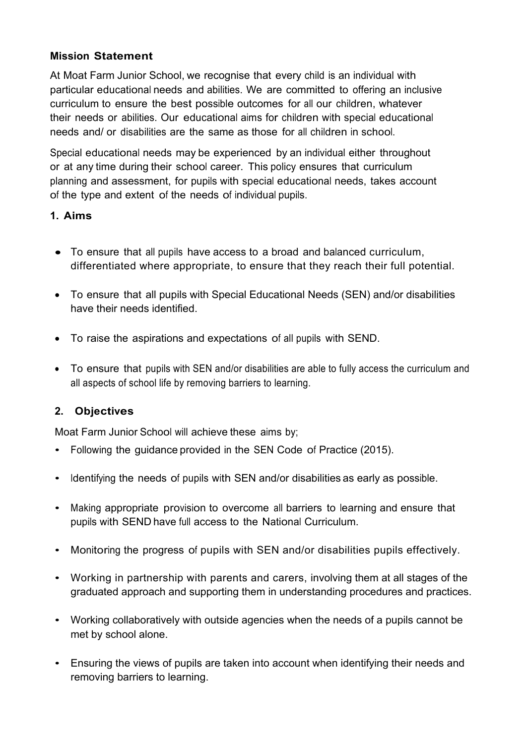## Mission Statement

At Moat Farm Junior School, we recognise that every child is an individual with particular educational needs and abilities. We are committed to offering an inclusive curriculum to ensure the best possible outcomes for all our children, whatever their needs or abilities. Our educational aims for children with special educational needs and/ or disabilities are the same as those for all children in school.

Special educational needs may be experienced by an individual either throughout or at any time during their school career. This policy ensures that curriculum planning and assessment, for pupils with special educational needs, takes account of the type and extent of the needs of individual pupils.

## 1. Aims

- To ensure that all pupils have access to a broad and balanced curriculum, differentiated where appropriate, to ensure that they reach their full potential.
- To ensure that all pupils with Special Educational Needs (SEN) and/or disabilities have their needs identified.
- To raise the aspirations and expectations of all pupils with SEND.
- To ensure that pupils with SEN and/or disabilities are able to fully access the curriculum and all aspects of school life by removing barriers to learning.

## 2. Objectives

Moat Farm Junior School will achieve these aims by;

- Following the guidance provided in the SEN Code of Practice (2015).
- Identifying the needs of pupils with SEN and/or disabilities as early as possible.
- Making appropriate provision to overcome all barriers to learning and ensure that pupils with SEND have full access to the National Curriculum.
- Monitoring the progress of pupils with SEN and/or disabilities pupils effectively.
- Working in partnership with parents and carers, involving them at all stages of the graduated approach and supporting them in understanding procedures and practices.
- Working collaboratively with outside agencies when the needs of a pupils cannot be met by school alone.
- Ensuring the views of pupils are taken into account when identifying their needs and removing barriers to learning.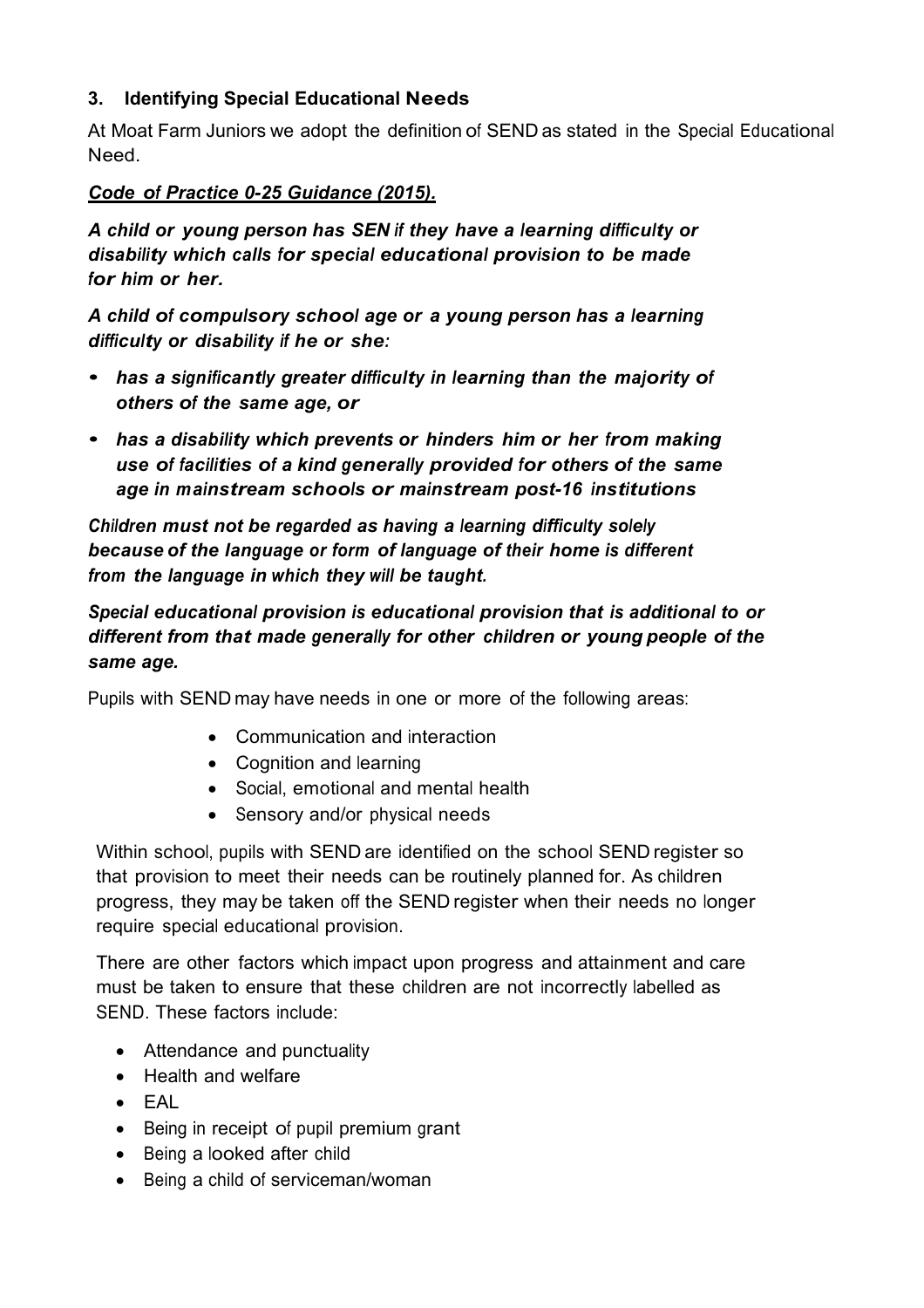### 3. Identifying Special Educational Needs

At Moat Farm Juniors we adopt the definition of SEND as stated in the Special Educational Need.

***<u>Code of Practice 0-25 Guidance (2015).</u>***

***A child or young person has SEN if they have a learning difficulty or disability which calls for special educational provision to be made for him or her.***

***A child of compulsory school age or a young person has a learning difficulty or disability if he or she:***

- ***has a significantly greater difficulty in learning than the majority of others of the same age, or***
- ***has a disability which prevents or hinders him or her from making use of facilities of a kind generally provided for others of the same age in mainstream schools or mainstream post-16 institutions***

***Children must not be regarded as having a learning difficulty solely because of the language or form of language of their home is different from the language in which they will be taught.***

***Special educational provision is educational provision that is additional to or different from that made generally for other children or young people of the same age.***

Pupils with SEND may have needs in one or more of the following areas:

- Communication and interaction
- Cognition and learning
- Social, emotional and mental health
- Sensory and/or physical needs

Within school, pupils with SEND are identified on the school SEND register so that provision to meet their needs can be routinely planned for. As children progress, they may be taken off the SEND register when their needs no longer require special educational provision.

There are other factors which impact upon progress and attainment and care must be taken to ensure that these children are not incorrectly labelled as SEND. These factors include:

- Attendance and punctuality
- Health and welfare
- EAL
- Being in receipt of pupil premium grant
- Being a looked after child
- Being a child of serviceman/woman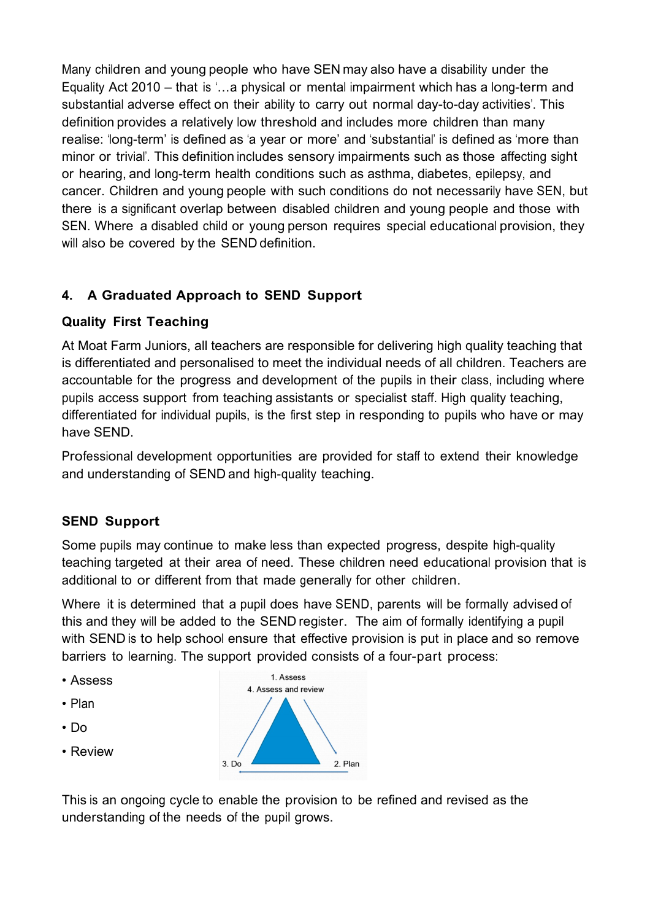Many children and young people who have SEN may also have a disability under the Equality Act 2010 – that is '…a physical or mental impairment which has a long-term and substantial adverse effect on their ability to carry out normal day-to-day activities'. This definition provides a relatively low threshold and includes more children than many realise: 'long-term' is defined as 'a year or more' and 'substantial' is defined as 'more than minor or trivial'. This definition includes sensory impairments such as those affecting sight or hearing, and long-term health conditions such as asthma, diabetes, epilepsy, and cancer. Children and young people with such conditions do not necessarily have SEN, but there is a significant overlap between disabled children and young people and those with SEN. Where a disabled child or young person requires special educational provision, they will also be covered by the SEND definition.

## 4. A Graduated Approach to SEND Support

### Quality First Teaching

At Moat Farm Juniors, all teachers are responsible for delivering high quality teaching that is differentiated and personalised to meet the individual needs of all children. Teachers are accountable for the progress and development of the pupils in their class, including where pupils access support from teaching assistants or specialist staff. High quality teaching, differentiated for individual pupils, is the first step in responding to pupils who have or may have SEND.

Professional development opportunities are provided for staff to extend their knowledge and understanding of SEND and high-quality teaching.

### SEND Support

Some pupils may continue to make less than expected progress, despite high-quality teaching targeted at their area of need. These children need educational provision that is additional to or different from that made generally for other children.

Where it is determined that a pupil does have SEND, parents will be formally advised of this and they will be added to the SEND register. The aim of formally identifying a pupil with SEND is to help school ensure that effective provision is put in place and so remove barriers to learning. The support provided consists of a four-part process:

- Assess
- Plan
- Do
- Review

1. Assess
4. Assess and review
2. Plan
3. Do

This is an ongoing cycle to enable the provision to be refined and revised as the understanding of the needs of the pupil grows.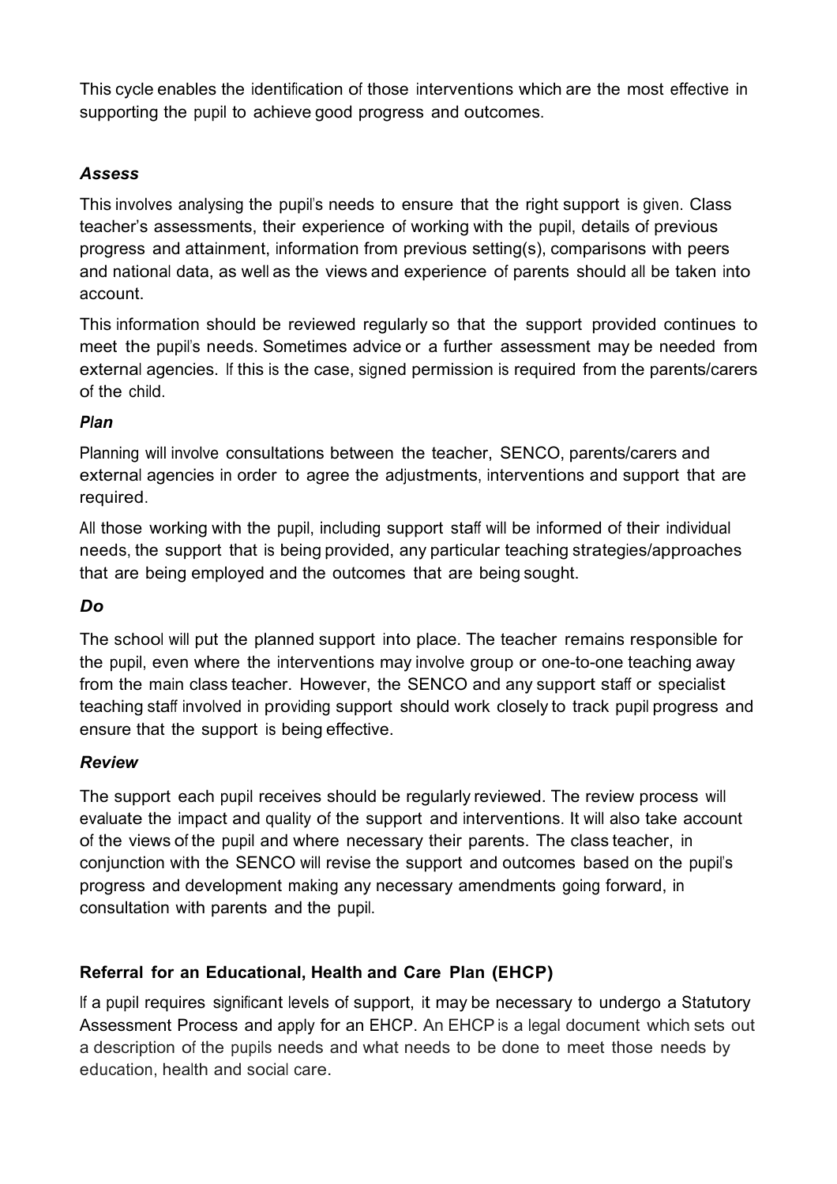This cycle enables the identification of those interventions which are the most effective in supporting the pupil to achieve good progress and outcomes.

### *Assess*

This involves analysing the pupil's needs to ensure that the right support is given. Class teacher's assessments, their experience of working with the pupil, details of previous progress and attainment, information from previous setting(s), comparisons with peers and national data, as well as the views and experience of parents should all be taken into account.

This information should be reviewed regularly so that the support provided continues to meet the pupil's needs. Sometimes advice or a further assessment may be needed from external agencies. If this is the case, signed permission is required from the parents/carers of the child.

### *Plan*

Planning will involve consultations between the teacher, SENCO, parents/carers and external agencies in order to agree the adjustments, interventions and support that are required.

All those working with the pupil, including support staff will be informed of their individual needs, the support that is being provided, any particular teaching strategies/approaches that are being employed and the outcomes that are being sought.

### *Do*

The school will put the planned support into place. The teacher remains responsible for the pupil, even where the interventions may involve group or one-to-one teaching away from the main class teacher. However, the SENCO and any support staff or specialist teaching staff involved in providing support should work closely to track pupil progress and ensure that the support is being effective.

### *Review*

The support each pupil receives should be regularly reviewed. The review process will evaluate the impact and quality of the support and interventions. It will also take account of the views of the pupil and where necessary their parents. The class teacher, in conjunction with the SENCO will revise the support and outcomes based on the pupil's progress and development making any necessary amendments going forward, in consultation with parents and the pupil.

## Referral for an Educational, Health and Care Plan (EHCP)

If a pupil requires significant levels of support, it may be necessary to undergo a Statutory Assessment Process and apply for an EHCP. An EHCP is a legal document which sets out a description of the pupils needs and what needs to be done to meet those needs by education, health and social care.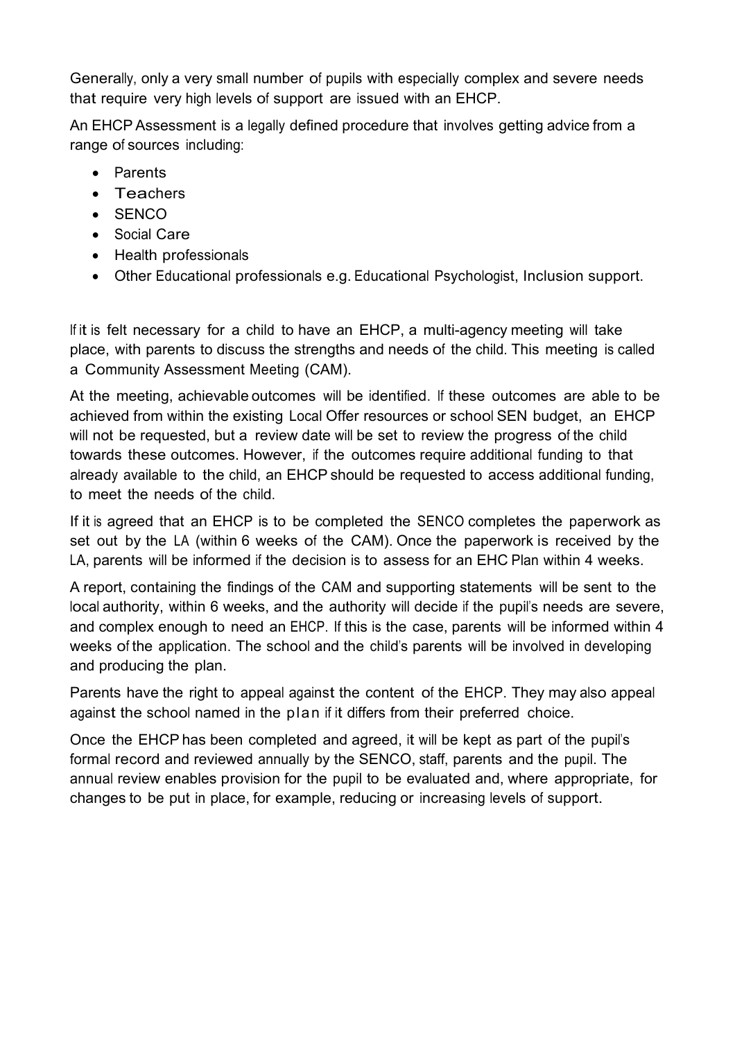Generally, only a very small number of pupils with especially complex and severe needs that require very high levels of support are issued with an EHCP.

An EHCP Assessment is a legally defined procedure that involves getting advice from a range of sources including:

- Parents
- Teachers
- SENCO
- Social Care
- Health professionals
- Other Educational professionals e.g. Educational Psychologist, Inclusion support.

If it is felt necessary for a child to have an EHCP, a multi-agency meeting will take place, with parents to discuss the strengths and needs of the child. This meeting is called a Community Assessment Meeting (CAM).

At the meeting, achievable outcomes will be identified. If these outcomes are able to be achieved from within the existing Local Offer resources or school SEN budget, an EHCP will not be requested, but a review date will be set to review the progress of the child towards these outcomes. However, if the outcomes require additional funding to that already available to the child, an EHCP should be requested to access additional funding, to meet the needs of the child.

If it is agreed that an EHCP is to be completed the SENCO completes the paperwork as set out by the LA (within 6 weeks of the CAM). Once the paperwork is received by the LA, parents will be informed if the decision is to assess for an EHC Plan within 4 weeks.

A report, containing the findings of the CAM and supporting statements will be sent to the local authority, within 6 weeks, and the authority will decide if the pupil's needs are severe, and complex enough to need an EHCP. If this is the case, parents will be informed within 4 weeks of the application. The school and the child's parents will be involved in developing and producing the plan.

Parents have the right to appeal against the content of the EHCP. They may also appeal against the school named in the plan if it differs from their preferred choice.

Once the EHCP has been completed and agreed, it will be kept as part of the pupil's formal record and reviewed annually by the SENCO, staff, parents and the pupil. The annual review enables provision for the pupil to be evaluated and, where appropriate, for changes to be put in place, for example, reducing or increasing levels of support.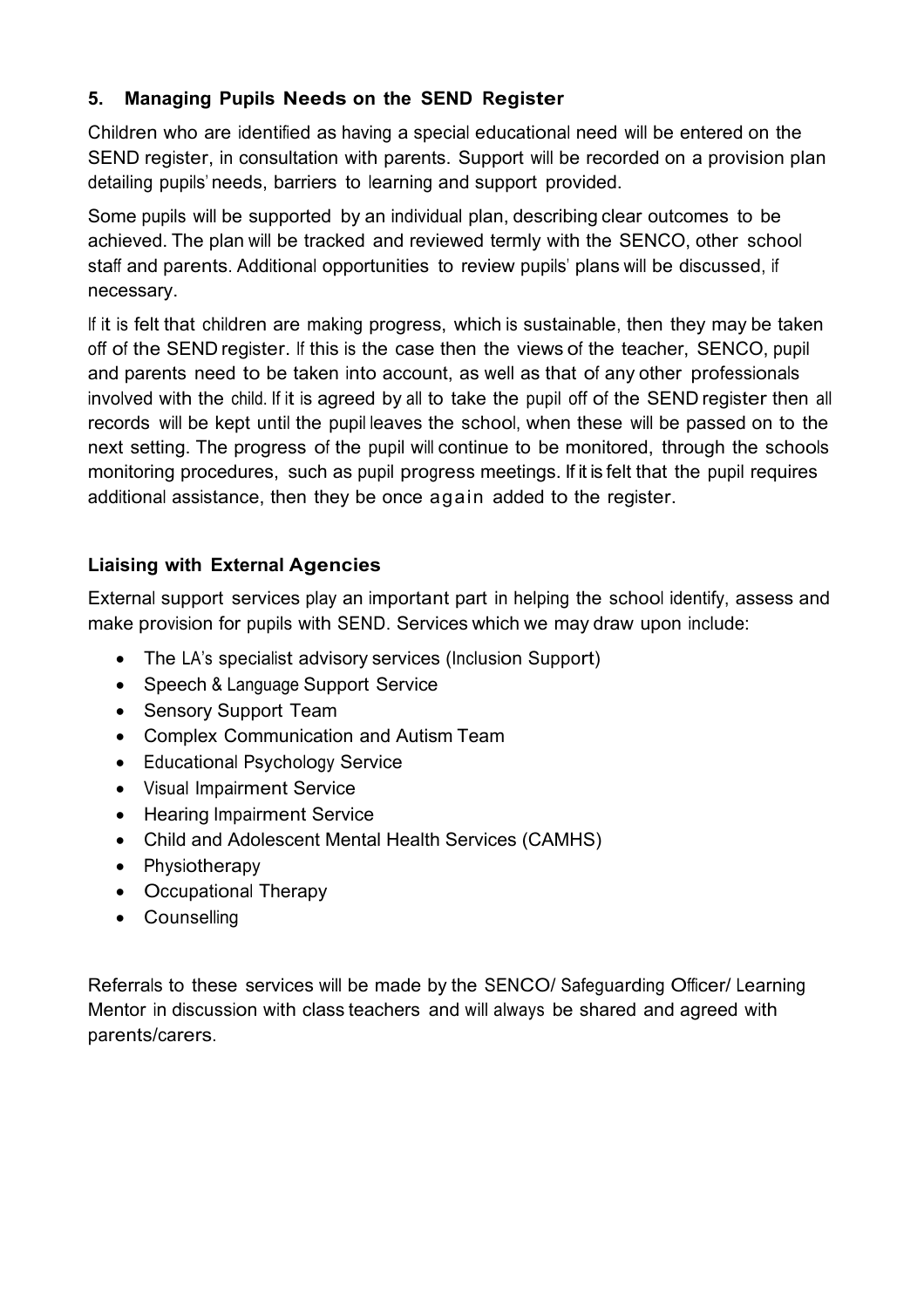## 5. Managing Pupils Needs on the SEND Register

Children who are identified as having a special educational need will be entered on the SEND register, in consultation with parents. Support will be recorded on a provision plan detailing pupils' needs, barriers to learning and support provided.

Some pupils will be supported by an individual plan, describing clear outcomes to be achieved. The plan will be tracked and reviewed termly with the SENCO, other school staff and parents. Additional opportunities to review pupils' plans will be discussed, if necessary.

If it is felt that children are making progress, which is sustainable, then they may be taken off of the SEND register. If this is the case then the views of the teacher, SENCO, pupil and parents need to be taken into account, as well as that of any other professionals involved with the child. If it is agreed by all to take the pupil off of the SEND register then all records will be kept until the pupil leaves the school, when these will be passed on to the next setting. The progress of the pupil will continue to be monitored, through the schools monitoring procedures, such as pupil progress meetings. If it is felt that the pupil requires additional assistance, then they be once again added to the register.

### Liaising with External Agencies

External support services play an important part in helping the school identify, assess and make provision for pupils with SEND. Services which we may draw upon include:

- The LA's specialist advisory services (Inclusion Support)
- Speech & Language Support Service
- Sensory Support Team
- Complex Communication and Autism Team
- Educational Psychology Service
- Visual Impairment Service
- Hearing Impairment Service
- Child and Adolescent Mental Health Services (CAMHS)
- Physiotherapy
- Occupational Therapy
- Counselling

Referrals to these services will be made by the SENCO/ Safeguarding Officer/ Learning Mentor in discussion with class teachers and will always be shared and agreed with parents/carers.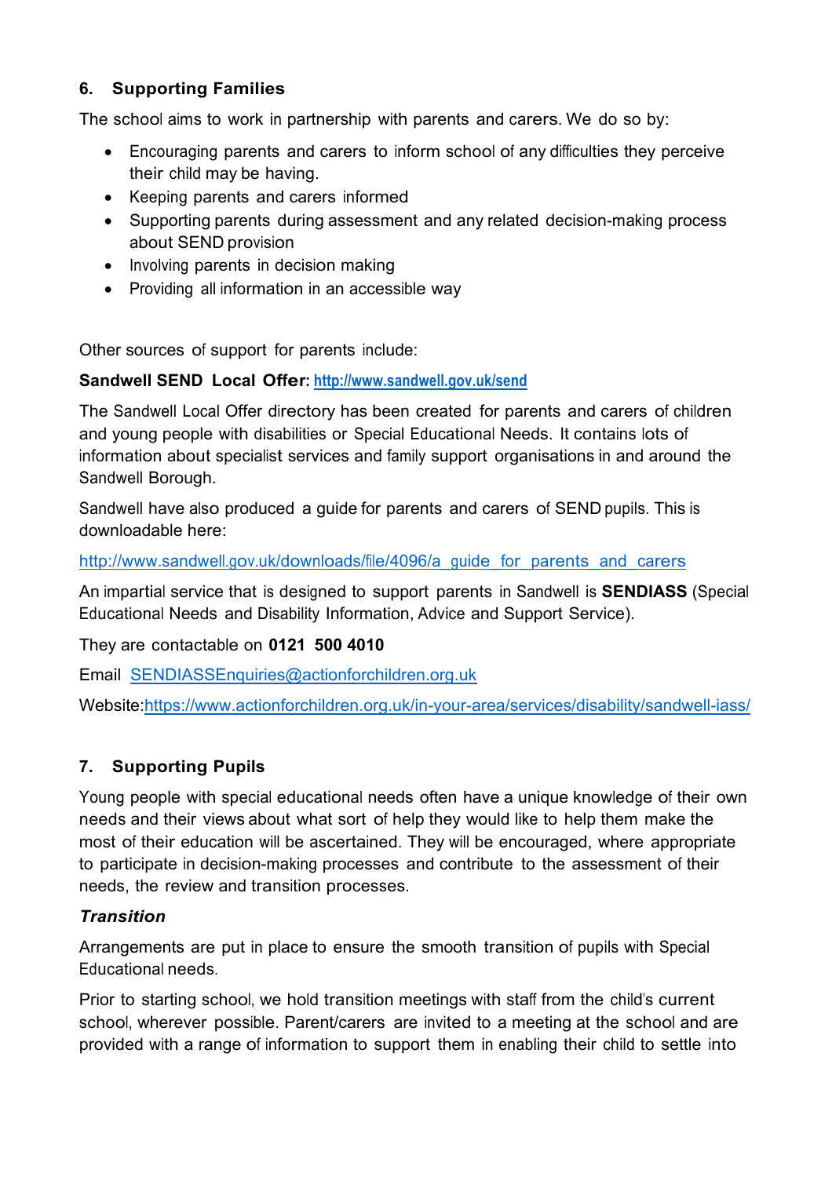## 6. Supporting Families

The school aims to work in partnership with parents and carers. We do so by:

- Encouraging parents and carers to inform school of any difficulties they perceive their child may be having.
- Keeping parents and carers informed
- Supporting parents during assessment and any related decision-making process about SEND provision
- Involving parents in decision making
- Providing all information in an accessible way

Other sources of support for parents include:

**Sandwell SEND Local Offer:** http://www.sandwell.gov.uk/send

The Sandwell Local Offer directory has been created for parents and carers of children and young people with disabilities or Special Educational Needs. It contains lots of information about specialist services and family support organisations in and around the Sandwell Borough.

Sandwell have also produced a guide for parents and carers of SEND pupils. This is downloadable here:

http://www.sandwell.gov.uk/downloads/file/4096/a_guide_for_parents_and_carers

An impartial service that is designed to support parents in Sandwell is **SENDIASS** (Special Educational Needs and Disability Information, Advice and Support Service).

They are contactable on **0121 500 4010**

Email SENDIASSEnquiries@actionforchildren.org.uk

Website:https://www.actionforchildren.org.uk/in-your-area/services/disability/sandwell-iass/

## 7. Supporting Pupils

Young people with special educational needs often have a unique knowledge of their own needs and their views about what sort of help they would like to help them make the most of their education will be ascertained. They will be encouraged, where appropriate to participate in decision-making processes and contribute to the assessment of their needs, the review and transition processes.

### *Transition*

Arrangements are put in place to ensure the smooth transition of pupils with Special Educational needs.

Prior to starting school, we hold transition meetings with staff from the child's current school, wherever possible. Parent/carers are invited to a meeting at the school and are provided with a range of information to support them in enabling their child to settle into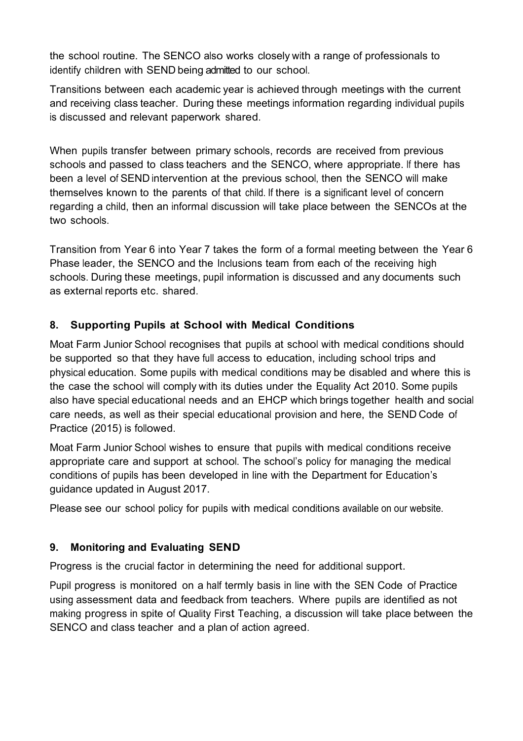the school routine. The SENCO also works closely with a range of professionals to identify children with SEND being admitted to our school.

Transitions between each academic year is achieved through meetings with the current and receiving class teacher. During these meetings information regarding individual pupils is discussed and relevant paperwork shared.

When pupils transfer between primary schools, records are received from previous schools and passed to class teachers and the SENCO, where appropriate. If there has been a level of SEND intervention at the previous school, then the SENCO will make themselves known to the parents of that child. If there is a significant level of concern regarding a child, then an informal discussion will take place between the SENCOs at the two schools.

Transition from Year 6 into Year 7 takes the form of a formal meeting between the Year 6 Phase leader, the SENCO and the Inclusions team from each of the receiving high schools. During these meetings, pupil information is discussed and any documents such as external reports etc. shared.

## 8. Supporting Pupils at School with Medical Conditions

Moat Farm Junior School recognises that pupils at school with medical conditions should be supported so that they have full access to education, including school trips and physical education. Some pupils with medical conditions may be disabled and where this is the case the school will comply with its duties under the Equality Act 2010. Some pupils also have special educational needs and an EHCP which brings together health and social care needs, as well as their special educational provision and here, the SEND Code of Practice (2015) is followed.

Moat Farm Junior School wishes to ensure that pupils with medical conditions receive appropriate care and support at school. The school's policy for managing the medical conditions of pupils has been developed in line with the Department for Education's guidance updated in August 2017.

Please see our school policy for pupils with medical conditions available on our website.

## 9. Monitoring and Evaluating SEND

Progress is the crucial factor in determining the need for additional support.

Pupil progress is monitored on a half termly basis in line with the SEN Code of Practice using assessment data and feedback from teachers. Where pupils are identified as not making progress in spite of Quality First Teaching, a discussion will take place between the SENCO and class teacher and a plan of action agreed.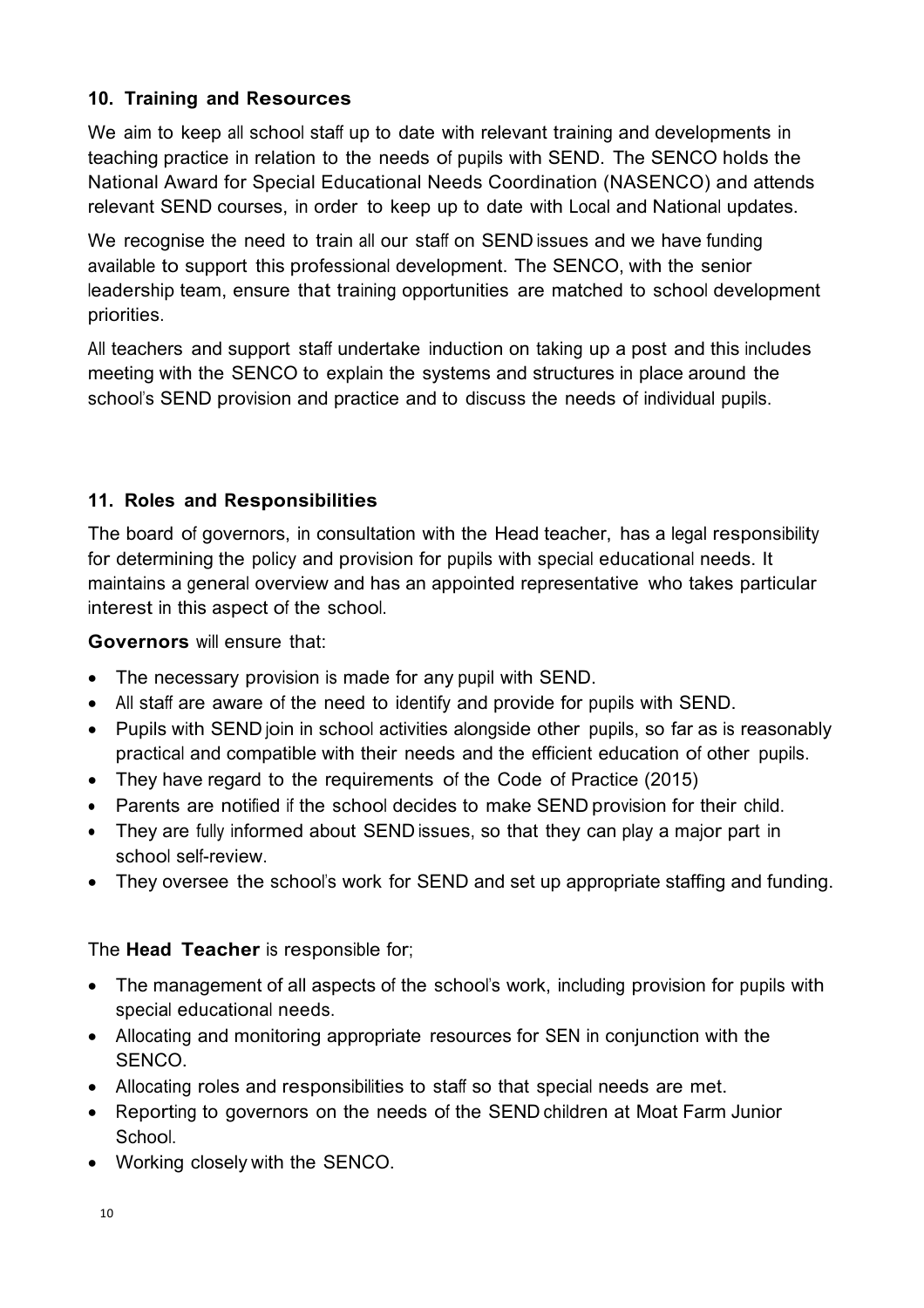### 10. Training and Resources

We aim to keep all school staff up to date with relevant training and developments in teaching practice in relation to the needs of pupils with SEND. The SENCO holds the National Award for Special Educational Needs Coordination (NASENCO) and attends relevant SEND courses, in order to keep up to date with Local and National updates.

We recognise the need to train all our staff on SEND issues and we have funding available to support this professional development. The SENCO, with the senior leadership team, ensure that training opportunities are matched to school development priorities.

All teachers and support staff undertake induction on taking up a post and this includes meeting with the SENCO to explain the systems and structures in place around the school's SEND provision and practice and to discuss the needs of individual pupils.

### 11. Roles and Responsibilities

The board of governors, in consultation with the Head teacher, has a legal responsibility for determining the policy and provision for pupils with special educational needs. It maintains a general overview and has an appointed representative who takes particular interest in this aspect of the school.

**Governors** will ensure that:

- The necessary provision is made for any pupil with SEND.
- All staff are aware of the need to identify and provide for pupils with SEND.
- Pupils with SEND join in school activities alongside other pupils, so far as is reasonably practical and compatible with their needs and the efficient education of other pupils.
- They have regard to the requirements of the Code of Practice (2015)
- Parents are notified if the school decides to make SEND provision for their child.
- They are fully informed about SEND issues, so that they can play a major part in school self-review.
- They oversee the school's work for SEND and set up appropriate staffing and funding.

The **Head Teacher** is responsible for;

- The management of all aspects of the school's work, including provision for pupils with special educational needs.
- Allocating and monitoring appropriate resources for SEN in conjunction with the SENCO.
- Allocating roles and responsibilities to staff so that special needs are met.
- Reporting to governors on the needs of the SEND children at Moat Farm Junior School.
- Working closely with the SENCO.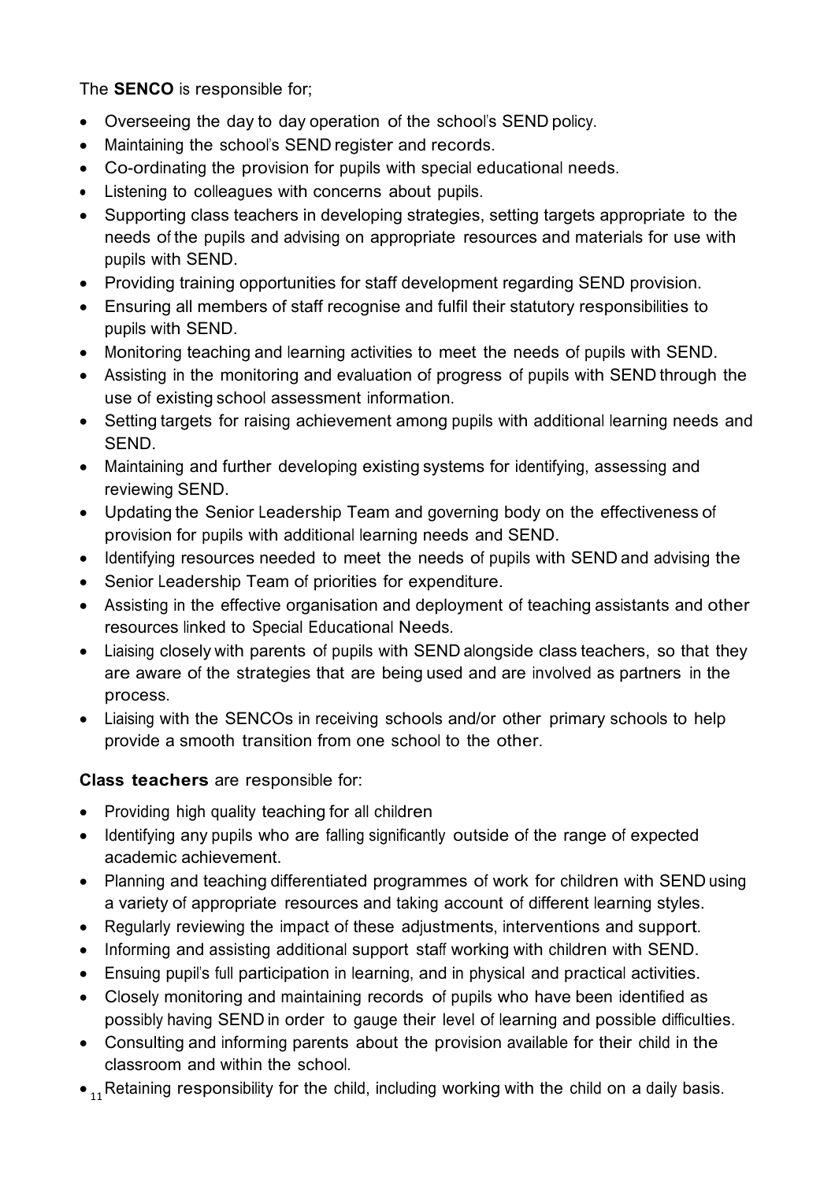The **SENCO** is responsible for;

- Overseeing the day to day operation of the school's SEND policy.
- Maintaining the school's SEND register and records.
- Co-ordinating the provision for pupils with special educational needs.
- Listening to colleagues with concerns about pupils.
- Supporting class teachers in developing strategies, setting targets appropriate to the needs of the pupils and advising on appropriate resources and materials for use with pupils with SEND.
- Providing training opportunities for staff development regarding SEND provision.
- Ensuring all members of staff recognise and fulfil their statutory responsibilities to pupils with SEND.
- Monitoring teaching and learning activities to meet the needs of pupils with SEND.
- Assisting in the monitoring and evaluation of progress of pupils with SEND through the use of existing school assessment information.
- Setting targets for raising achievement among pupils with additional learning needs and SEND.
- Maintaining and further developing existing systems for identifying, assessing and reviewing SEND.
- Updating the Senior Leadership Team and governing body on the effectiveness of provision for pupils with additional learning needs and SEND.
- Identifying resources needed to meet the needs of pupils with SEND and advising the
- Senior Leadership Team of priorities for expenditure.
- Assisting in the effective organisation and deployment of teaching assistants and other resources linked to Special Educational Needs.
- Liaising closely with parents of pupils with SEND alongside class teachers, so that they are aware of the strategies that are being used and are involved as partners in the process.
- Liaising with the SENCOs in receiving schools and/or other primary schools to help provide a smooth transition from one school to the other.

**Class teachers** are responsible for:

- Providing high quality teaching for all children
- Identifying any pupils who are falling significantly outside of the range of expected academic achievement.
- Planning and teaching differentiated programmes of work for children with SEND using a variety of appropriate resources and taking account of different learning styles.
- Regularly reviewing the impact of these adjustments, interventions and support.
- Informing and assisting additional support staff working with children with SEND.
- Ensuing pupil's full participation in learning, and in physical and practical activities.
- Closely monitoring and maintaining records of pupils who have been identified as possibly having SEND in order to gauge their level of learning and possible difficulties.
- Consulting and informing parents about the provision available for their child in the classroom and within the school.
- Retaining responsibility for the child, including working with the child on a daily basis.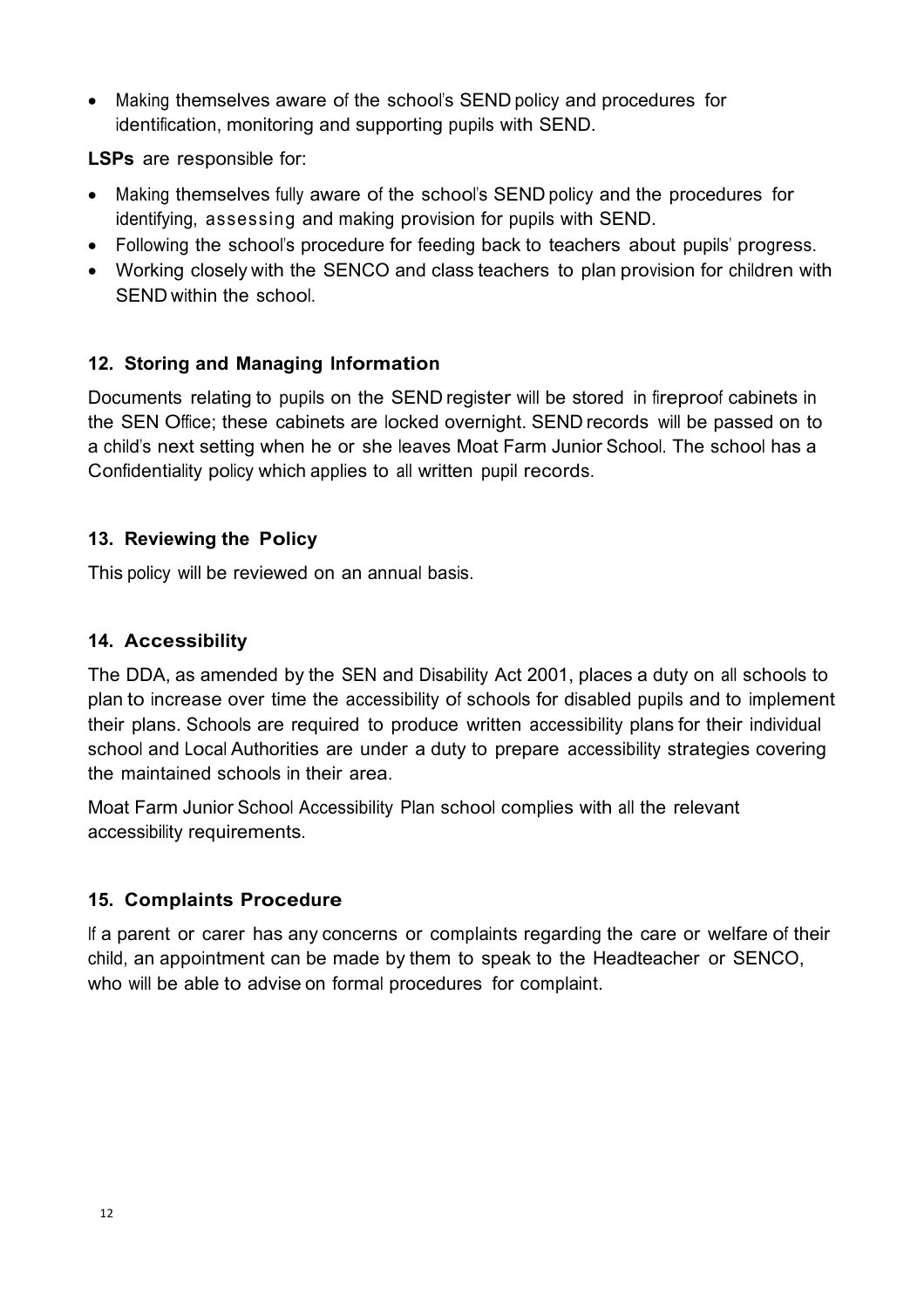- Making themselves aware of the school's SEND policy and procedures for identification, monitoring and supporting pupils with SEND.

**LSPs** are responsible for:

- Making themselves fully aware of the school's SEND policy and the procedures for identifying, assessing and making provision for pupils with SEND.
- Following the school's procedure for feeding back to teachers about pupils' progress.
- Working closely with the SENCO and class teachers to plan provision for children with SEND within the school.

### 12. Storing and Managing Information

Documents relating to pupils on the SEND register will be stored in fireproof cabinets in the SEN Office; these cabinets are locked overnight. SEND records will be passed on to a child's next setting when he or she leaves Moat Farm Junior School. The school has a Confidentiality policy which applies to all written pupil records.

### 13. Reviewing the Policy

This policy will be reviewed on an annual basis.

### 14. Accessibility

The DDA, as amended by the SEN and Disability Act 2001, places a duty on all schools to plan to increase over time the accessibility of schools for disabled pupils and to implement their plans. Schools are required to produce written accessibility plans for their individual school and Local Authorities are under a duty to prepare accessibility strategies covering the maintained schools in their area.

Moat Farm Junior School Accessibility Plan school complies with all the relevant accessibility requirements.

### 15. Complaints Procedure

If a parent or carer has any concerns or complaints regarding the care or welfare of their child, an appointment can be made by them to speak to the Headteacher or SENCO, who will be able to advise on formal procedures for complaint.